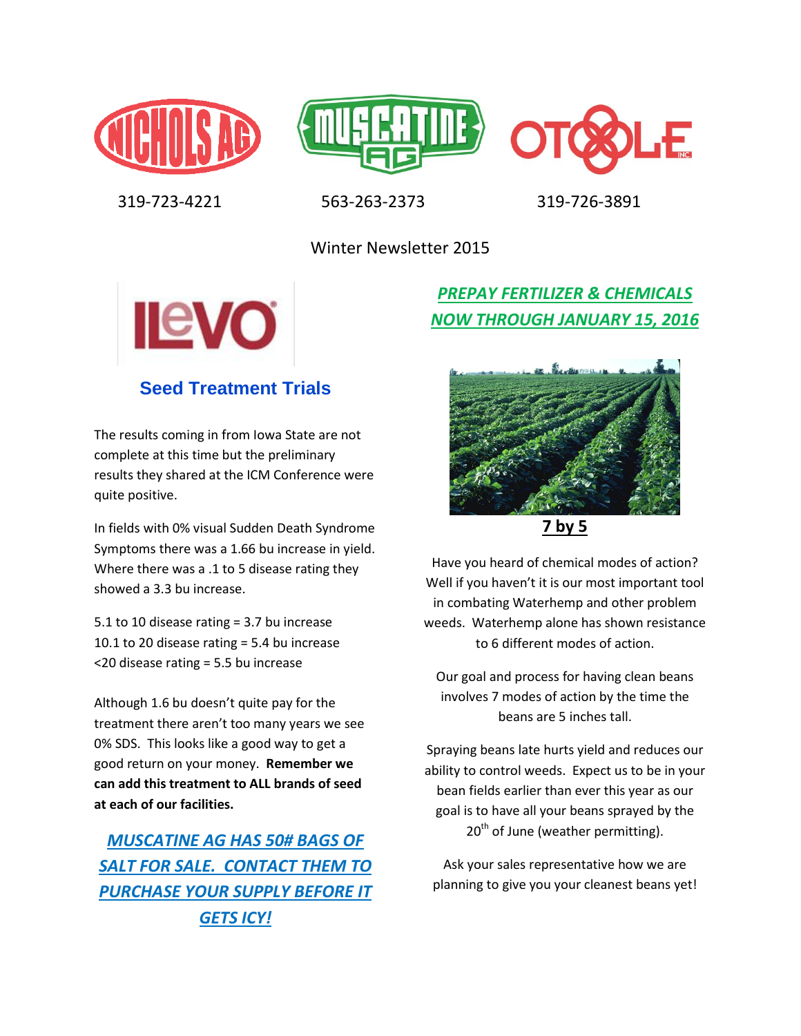319-723-4221 563-263-2373 319-726-3891

Winter Newsletter 2015

## Seed Treatment Trials

The results coming in from Iowa State are not complete at this time but the preliminary results they shared at the ICM Conference were quite positive.

In fields with 0% visual Sudden Death Syndrome Symptoms there was a 1.66 bu increase in yield. Where there was a .1 to 5 disease rating they showed a 3.3 bu increase.

5.1 to 10 disease rating = 3.7 bu increase
10.1 to 20 disease rating = 5.4 bu increase
<20 disease rating = 5.5 bu increase

Although 1.6 bu doesn't quite pay for the treatment there aren't too many years we see 0% SDS. This looks like a good way to get a good return on your money. **Remember we can add this treatment to ALL brands of seed at each of our facilities.**

***MUSCATINE AG HAS 50# BAGS OF SALT FOR SALE. CONTACT THEM TO PURCHASE YOUR SUPPLY BEFORE IT GETS ICY!***

***PREPAY FERTILIZER & CHEMICALS NOW THROUGH JANUARY 15, 2016***

## 7 by 5

Have you heard of chemical modes of action? Well if you haven't it is our most important tool in combating Waterhemp and other problem weeds. Waterhemp alone has shown resistance to 6 different modes of action.

Our goal and process for having clean beans involves 7 modes of action by the time the beans are 5 inches tall.

Spraying beans late hurts yield and reduces our ability to control weeds. Expect us to be in your bean fields earlier than ever this year as our goal is to have all your beans sprayed by the 20th of June (weather permitting).

Ask your sales representative how we are planning to give you your cleanest beans yet!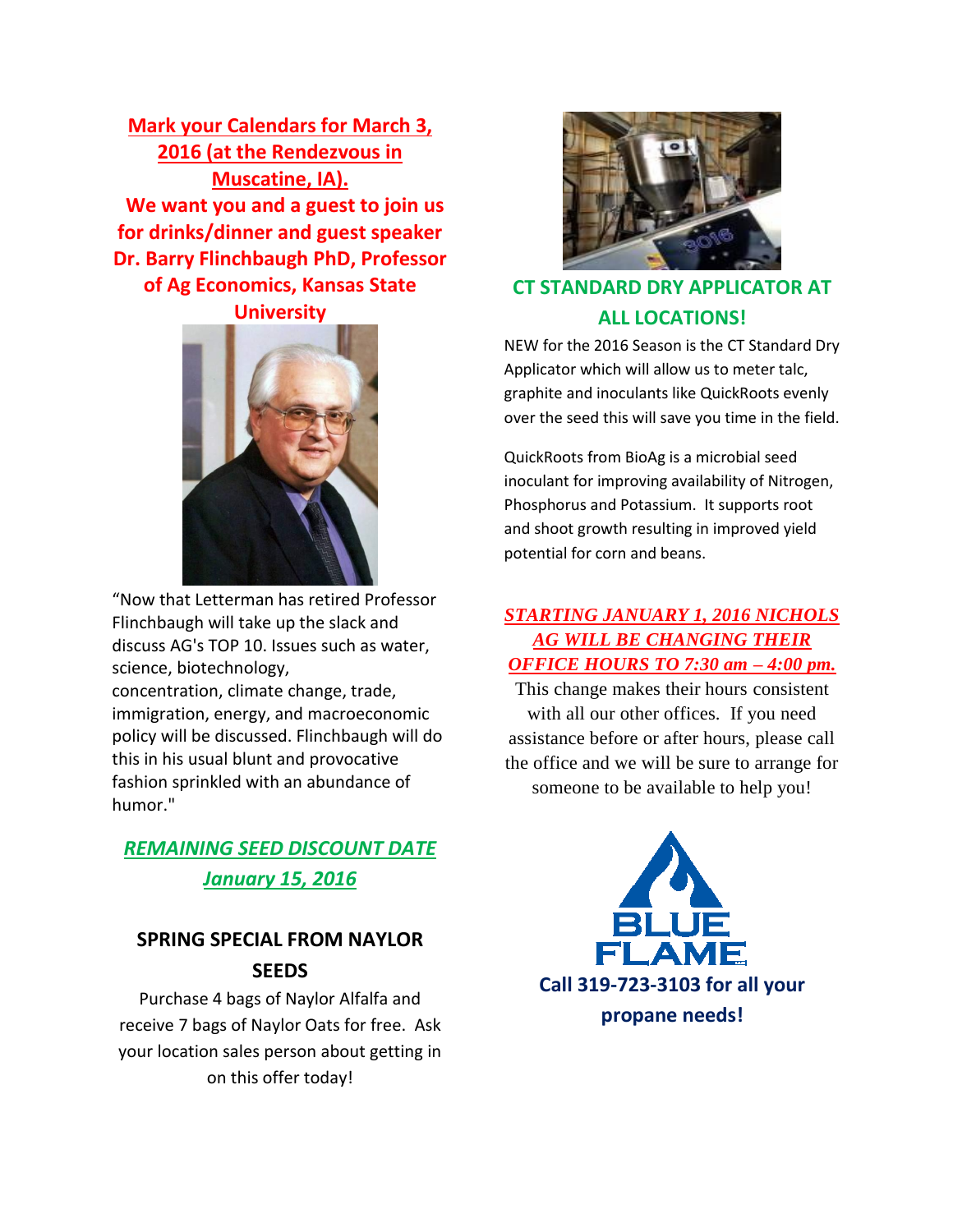**Mark your Calendars for March 3, 2016 (at the Rendezvous in Muscatine, IA).**

**We want you and a guest to join us for drinks/dinner and guest speaker Dr. Barry Flinchbaugh PhD, Professor of Ag Economics, Kansas State University**

"Now that Letterman has retired Professor Flinchbaugh will take up the slack and discuss AG's TOP 10. Issues such as water, science, biotechnology, concentration, climate change, trade, immigration, energy, and macroeconomic policy will be discussed. Flinchbaugh will do this in his usual blunt and provocative fashion sprinkled with an abundance of humor."

***REMAINING SEED DISCOUNT DATE January 15, 2016***

## SPRING SPECIAL FROM NAYLOR SEEDS

Purchase 4 bags of Naylor Alfalfa and receive 7 bags of Naylor Oats for free. Ask your location sales person about getting in on this offer today!

## CT STANDARD DRY APPLICATOR AT ALL LOCATIONS!

NEW for the 2016 Season is the CT Standard Dry Applicator which will allow us to meter talc, graphite and inoculants like QuickRoots evenly over the seed this will save you time in the field.

QuickRoots from BioAg is a microbial seed inoculant for improving availability of Nitrogen, Phosphorus and Potassium. It supports root and shoot growth resulting in improved yield potential for corn and beans.

***STARTING JANUARY 1, 2016 NICHOLS AG WILL BE CHANGING THEIR OFFICE HOURS TO 7:30 am – 4:00 pm.***

This change makes their hours consistent with all our other offices. If you need assistance before or after hours, please call the office and we will be sure to arrange for someone to be available to help you!

BLUE FLAME

**Call 319-723-3103 for all your propane needs!**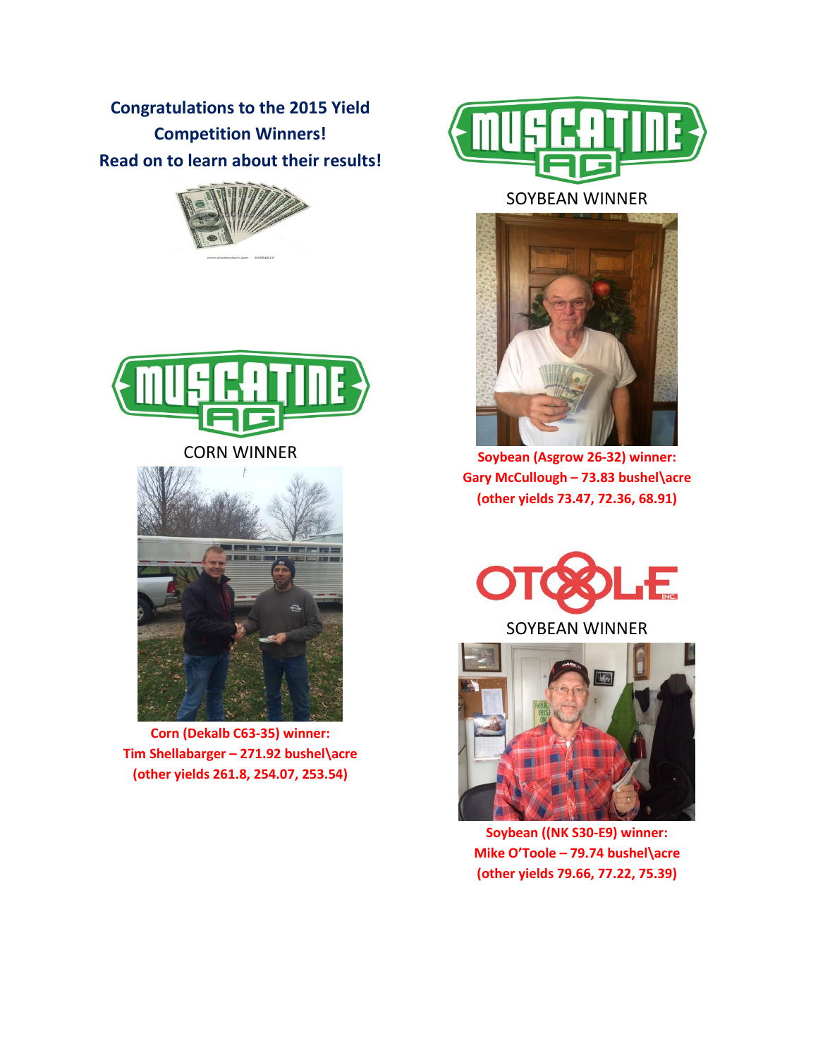**Congratulations to the 2015 Yield Competition Winners!**
**Read on to learn about their results!**

CORN WINNER

**Corn (Dekalb C63-35) winner:**
**Tim Shellabarger – 271.92 bushel\acre**
**(other yields 261.8, 254.07, 253.54)**

SOYBEAN WINNER

**Soybean (Asgrow 26-32) winner:**
**Gary McCullough – 73.83 bushel\acre**
**(other yields 73.47, 72.36, 68.91)**

SOYBEAN WINNER

**Soybean ((NK S30-E9) winner:**
**Mike O'Toole – 79.74 bushel\acre**
**(other yields 79.66, 77.22, 75.39)**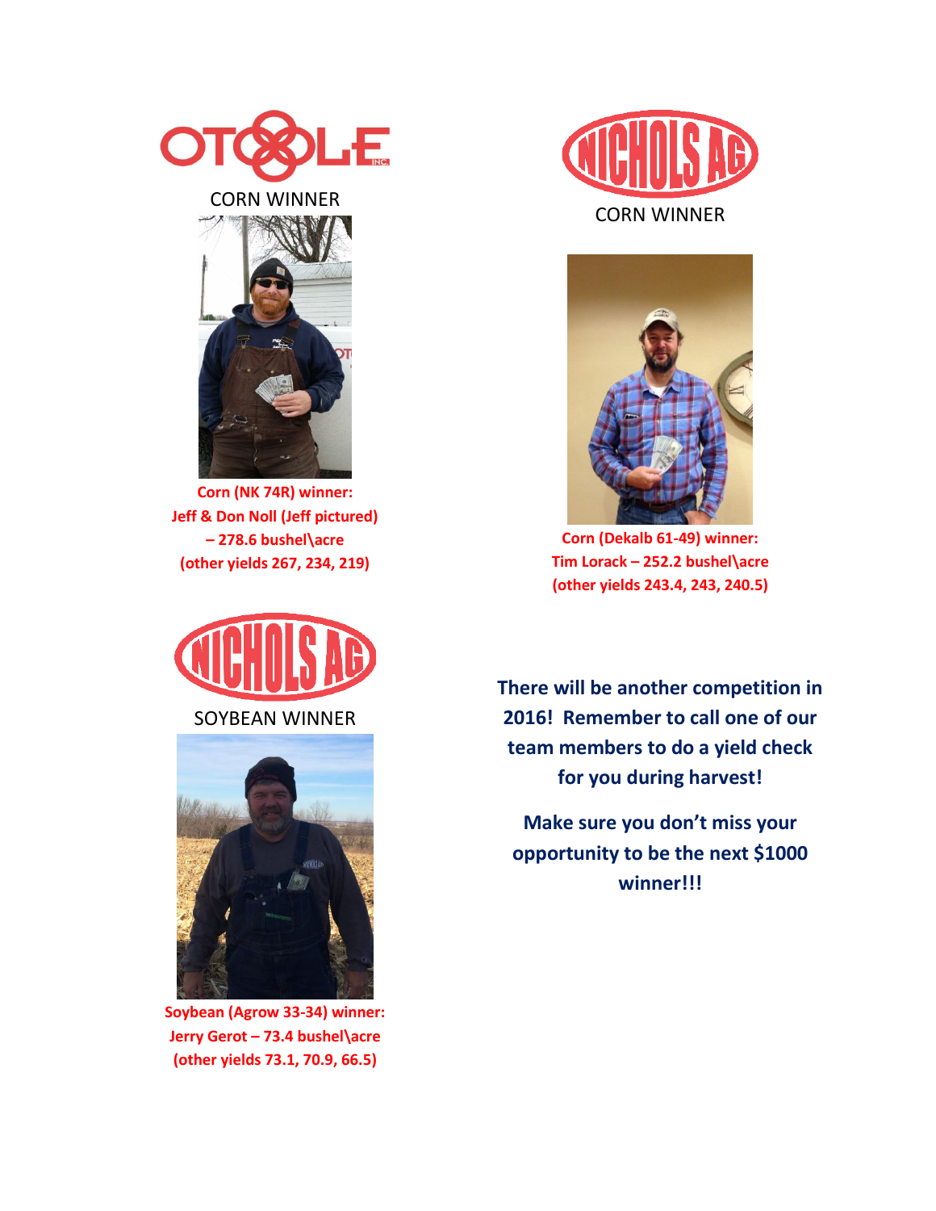OTOOLE

CORN WINNER

**Corn (NK 74R) winner:**
**Jeff & Don Noll (Jeff pictured)**
**– 278.6 bushel\acre**
**(other yields 267, 234, 219)**

NICHOLS AG

CORN WINNER

**Corn (Dekalb 61-49) winner:**
**Tim Lorack – 252.2 bushel\acre**
**(other yields 243.4, 243, 240.5)**

NICHOLS AG

SOYBEAN WINNER

**Soybean (Agrow 33-34) winner:**
**Jerry Gerot – 73.4 bushel\acre**
**(other yields 73.1, 70.9, 66.5)**

**There will be another competition in 2016! Remember to call one of our team members to do a yield check for you during harvest!**

**Make sure you don't miss your opportunity to be the next $1000 winner!!!**